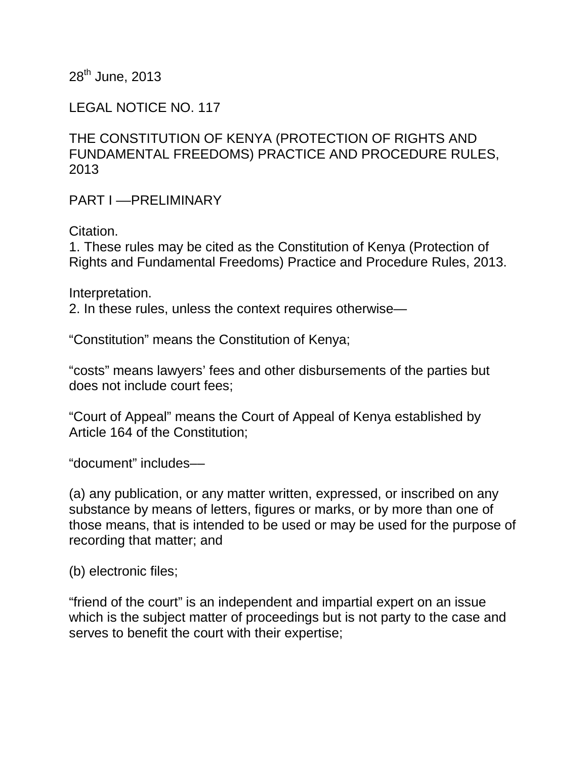28th June, 2013

LEGAL NOTICE NO. 117

# THE CONSTITUTION OF KENYA (PROTECTION OF RIGHTS AND FUNDAMENTAL FREEDOMS) PRACTICE AND PROCEDURE RULES, 2013

## PART I —PRELIMINARY

Citation.

1. These rules may be cited as the Constitution of Kenya (Protection of Rights and Fundamental Freedoms) Practice and Procedure Rules, 2013.

Interpretation.

2. In these rules, unless the context requires otherwise—

“Constitution” means the Constitution of Kenya;

“costs” means lawyers’ fees and other disbursements of the parties but does not include court fees;

“Court of Appeal” means the Court of Appeal of Kenya established by Article 164 of the Constitution;

“document” includes—

(a) any publication, or any matter written, expressed, or inscribed on any substance by means of letters, figures or marks, or by more than one of those means, that is intended to be used or may be used for the purpose of recording that matter; and

(b) electronic files;

“friend of the court” is an independent and impartial expert on an issue which is the subject matter of proceedings but is not party to the case and serves to benefit the court with their expertise;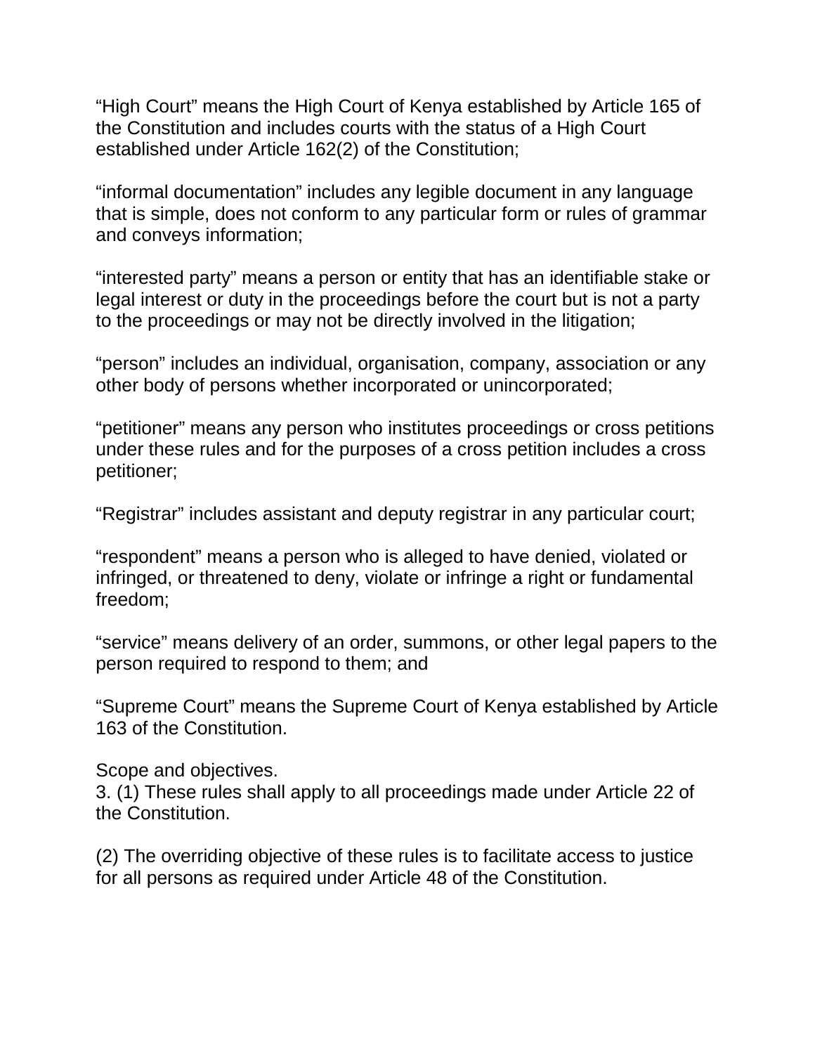"High Court" means the High Court of Kenya established by Article 165 of the Constitution and includes courts with the status of a High Court established under Article 162(2) of the Constitution;

"informal documentation" includes any legible document in any language that is simple, does not conform to any particular form or rules of grammar and conveys information;

"interested party" means a person or entity that has an identifiable stake or legal interest or duty in the proceedings before the court but is not a party to the proceedings or may not be directly involved in the litigation;

"person" includes an individual, organisation, company, association or any other body of persons whether incorporated or unincorporated;

"petitioner" means any person who institutes proceedings or cross petitions under these rules and for the purposes of a cross petition includes a cross petitioner;

"Registrar" includes assistant and deputy registrar in any particular court;

"respondent" means a person who is alleged to have denied, violated or infringed, or threatened to deny, violate or infringe a right or fundamental freedom;

"service" means delivery of an order, summons, or other legal papers to the person required to respond to them; and

"Supreme Court" means the Supreme Court of Kenya established by Article 163 of the Constitution.

Scope and objectives.
3. (1) These rules shall apply to all proceedings made under Article 22 of the Constitution.

(2) The overriding objective of these rules is to facilitate access to justice for all persons as required under Article 48 of the Constitution.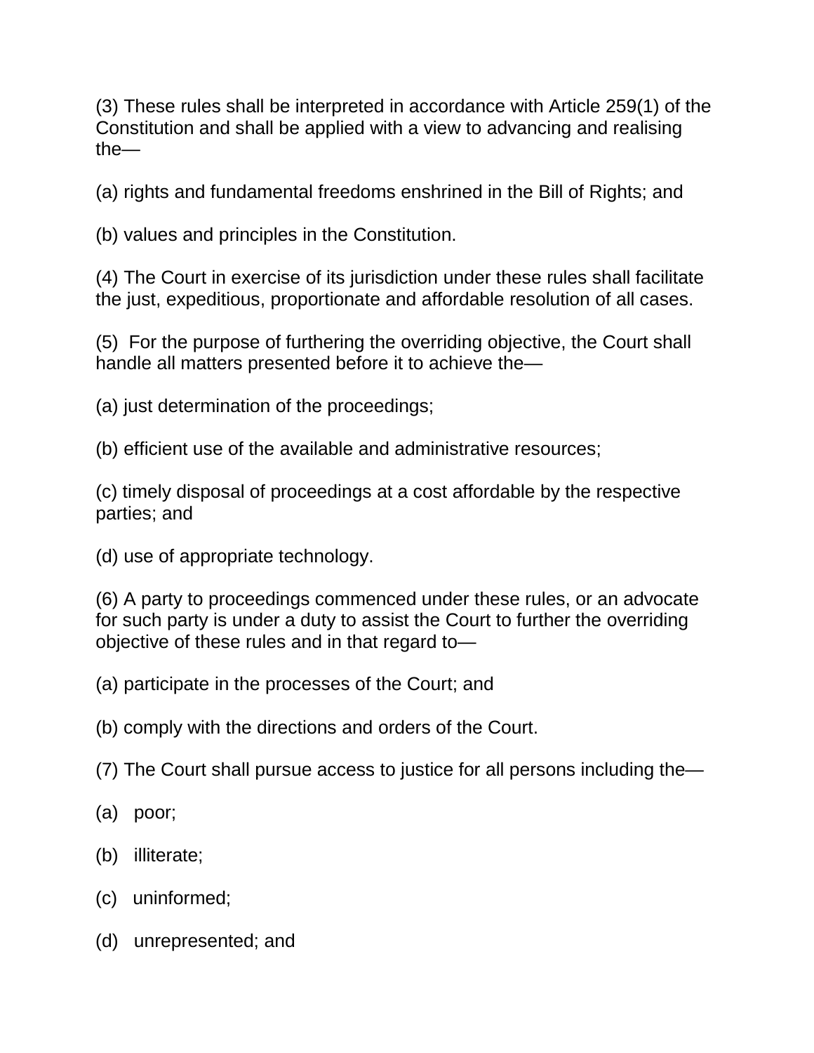(3) These rules shall be interpreted in accordance with Article 259(1) of the Constitution and shall be applied with a view to advancing and realising the—

(a) rights and fundamental freedoms enshrined in the Bill of Rights; and

(b) values and principles in the Constitution.

(4) The Court in exercise of its jurisdiction under these rules shall facilitate the just, expeditious, proportionate and affordable resolution of all cases.

(5) For the purpose of furthering the overriding objective, the Court shall handle all matters presented before it to achieve the—

(a) just determination of the proceedings;

(b) efficient use of the available and administrative resources;

(c) timely disposal of proceedings at a cost affordable by the respective parties; and

(d) use of appropriate technology.

(6) A party to proceedings commenced under these rules, or an advocate for such party is under a duty to assist the Court to further the overriding objective of these rules and in that regard to—

(a) participate in the processes of the Court; and

(b) comply with the directions and orders of the Court.

(7) The Court shall pursue access to justice for all persons including the—

(a) poor;

(b) illiterate;

(c) uninformed;

(d) unrepresented; and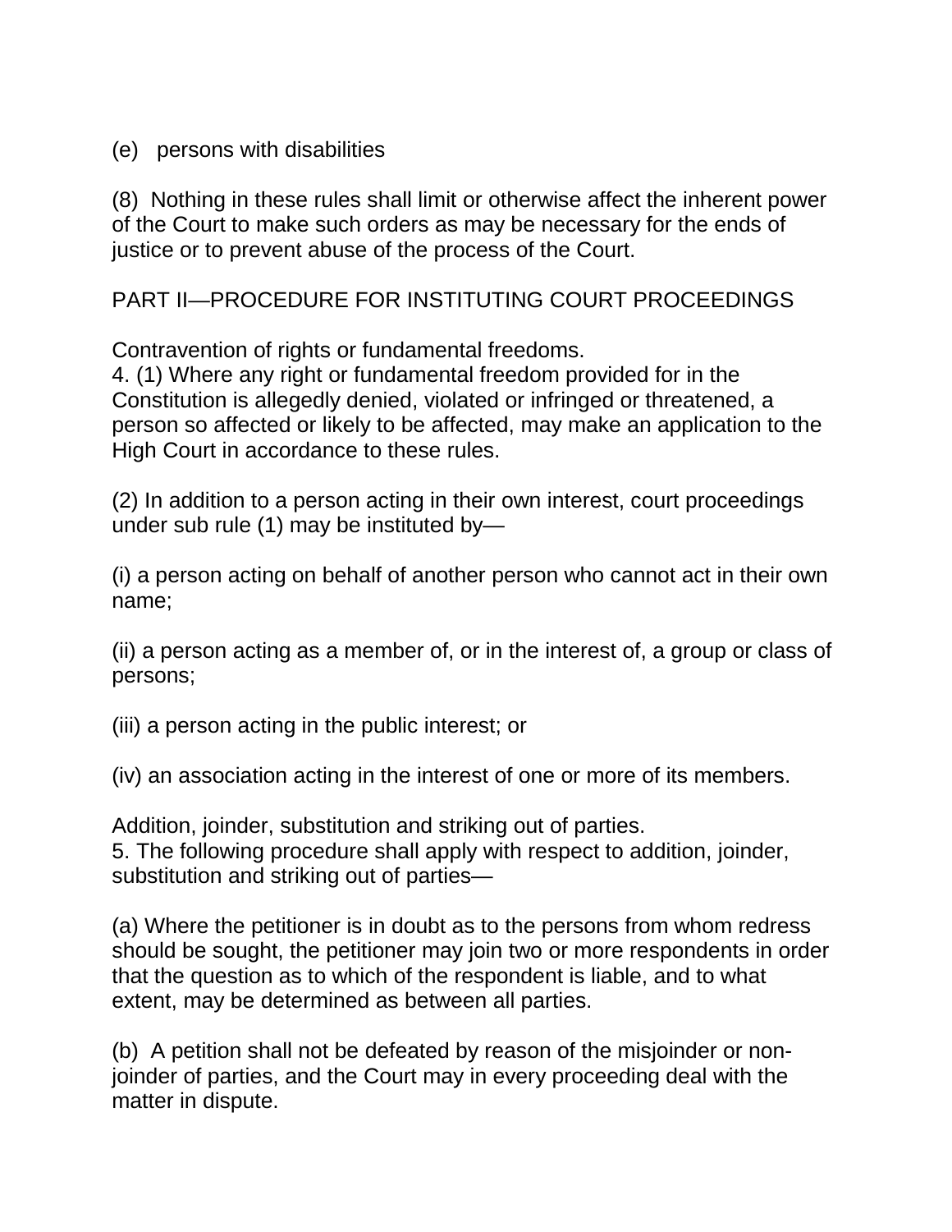(e) persons with disabilities

(8) Nothing in these rules shall limit or otherwise affect the inherent power of the Court to make such orders as may be necessary for the ends of justice or to prevent abuse of the process of the Court.

## PART II—PROCEDURE FOR INSTITUTING COURT PROCEEDINGS

Contravention of rights or fundamental freedoms.

4. (1) Where any right or fundamental freedom provided for in the Constitution is allegedly denied, violated or infringed or threatened, a person so affected or likely to be affected, may make an application to the High Court in accordance to these rules.

(2) In addition to a person acting in their own interest, court proceedings under sub rule (1) may be instituted by—

(i) a person acting on behalf of another person who cannot act in their own name;

(ii) a person acting as a member of, or in the interest of, a group or class of persons;

(iii) a person acting in the public interest; or

(iv) an association acting in the interest of one or more of its members.

Addition, joinder, substitution and striking out of parties.

5. The following procedure shall apply with respect to addition, joinder, substitution and striking out of parties—

(a) Where the petitioner is in doubt as to the persons from whom redress should be sought, the petitioner may join two or more respondents in order that the question as to which of the respondent is liable, and to what extent, may be determined as between all parties.

(b) A petition shall not be defeated by reason of the misjoinder or non-joinder of parties, and the Court may in every proceeding deal with the matter in dispute.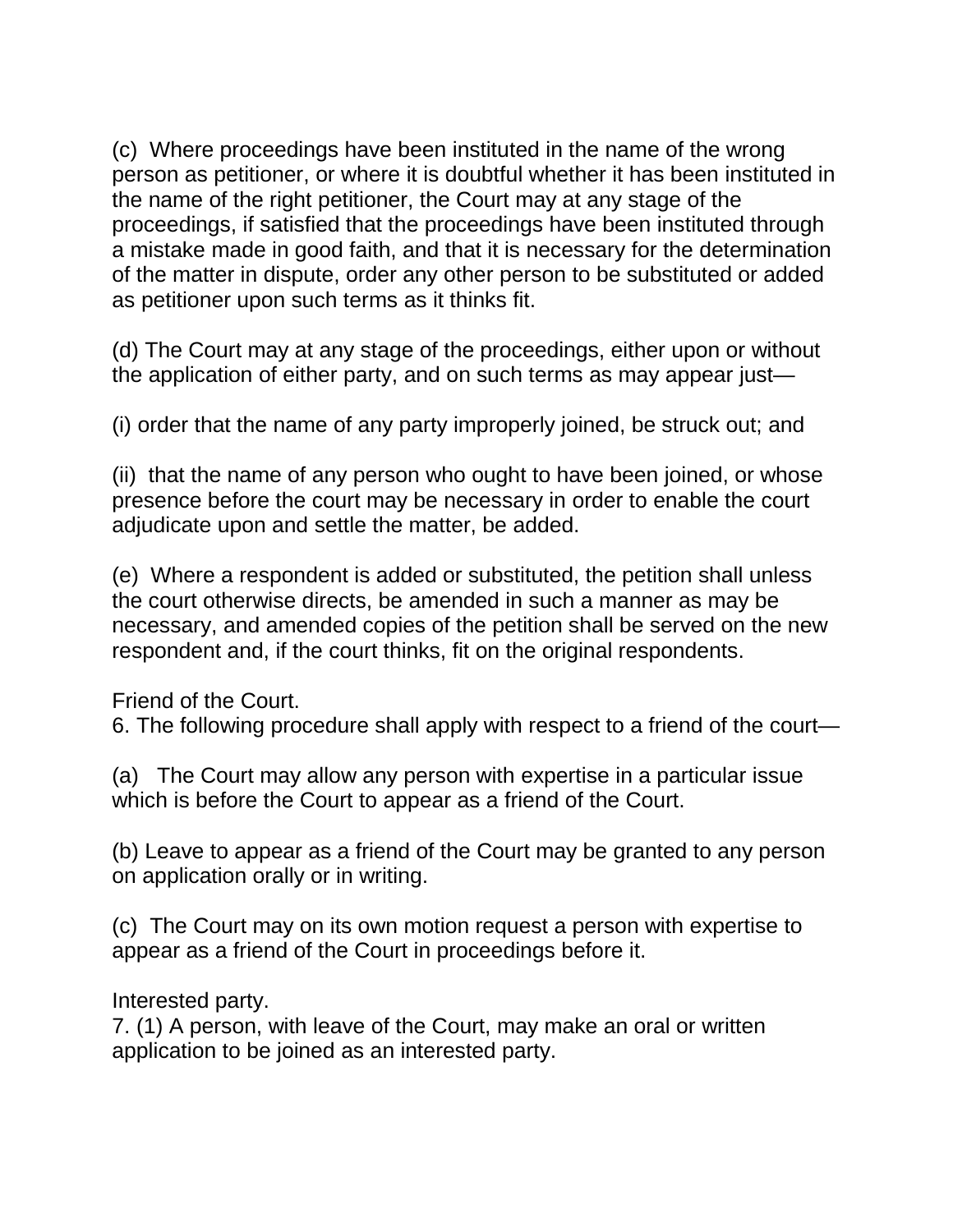(c) Where proceedings have been instituted in the name of the wrong person as petitioner, or where it is doubtful whether it has been instituted in the name of the right petitioner, the Court may at any stage of the proceedings, if satisfied that the proceedings have been instituted through a mistake made in good faith, and that it is necessary for the determination of the matter in dispute, order any other person to be substituted or added as petitioner upon such terms as it thinks fit.

(d) The Court may at any stage of the proceedings, either upon or without the application of either party, and on such terms as may appear just—

(i) order that the name of any party improperly joined, be struck out; and

(ii) that the name of any person who ought to have been joined, or whose presence before the court may be necessary in order to enable the court adjudicate upon and settle the matter, be added.

(e) Where a respondent is added or substituted, the petition shall unless the court otherwise directs, be amended in such a manner as may be necessary, and amended copies of the petition shall be served on the new respondent and, if the court thinks, fit on the original respondents.

Friend of the Court.
6. The following procedure shall apply with respect to a friend of the court—

(a) The Court may allow any person with expertise in a particular issue which is before the Court to appear as a friend of the Court.

(b) Leave to appear as a friend of the Court may be granted to any person on application orally or in writing.

(c) The Court may on its own motion request a person with expertise to appear as a friend of the Court in proceedings before it.

Interested party.
7. (1) A person, with leave of the Court, may make an oral or written application to be joined as an interested party.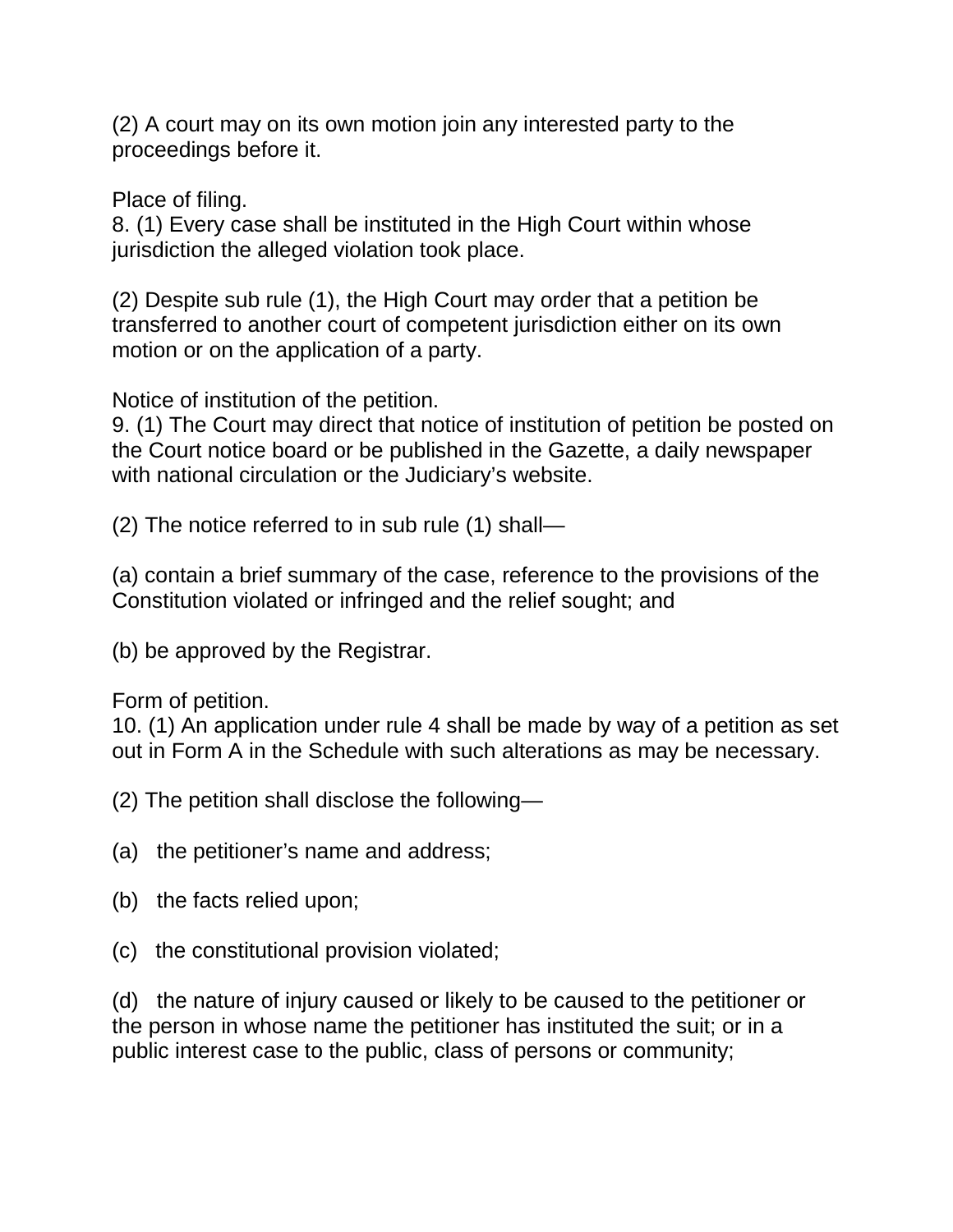(2) A court may on its own motion join any interested party to the proceedings before it.

Place of filing.
8. (1) Every case shall be instituted in the High Court within whose jurisdiction the alleged violation took place.

(2) Despite sub rule (1), the High Court may order that a petition be transferred to another court of competent jurisdiction either on its own motion or on the application of a party.

Notice of institution of the petition.
9. (1) The Court may direct that notice of institution of petition be posted on the Court notice board or be published in the Gazette, a daily newspaper with national circulation or the Judiciary's website.

(2) The notice referred to in sub rule (1) shall—

(a) contain a brief summary of the case, reference to the provisions of the Constitution violated or infringed and the relief sought; and

(b) be approved by the Registrar.

Form of petition.
10. (1) An application under rule 4 shall be made by way of a petition as set out in Form A in the Schedule with such alterations as may be necessary.

(2) The petition shall disclose the following—

(a) the petitioner's name and address;

(b) the facts relied upon;

(c) the constitutional provision violated;

(d) the nature of injury caused or likely to be caused to the petitioner or the person in whose name the petitioner has instituted the suit; or in a public interest case to the public, class of persons or community;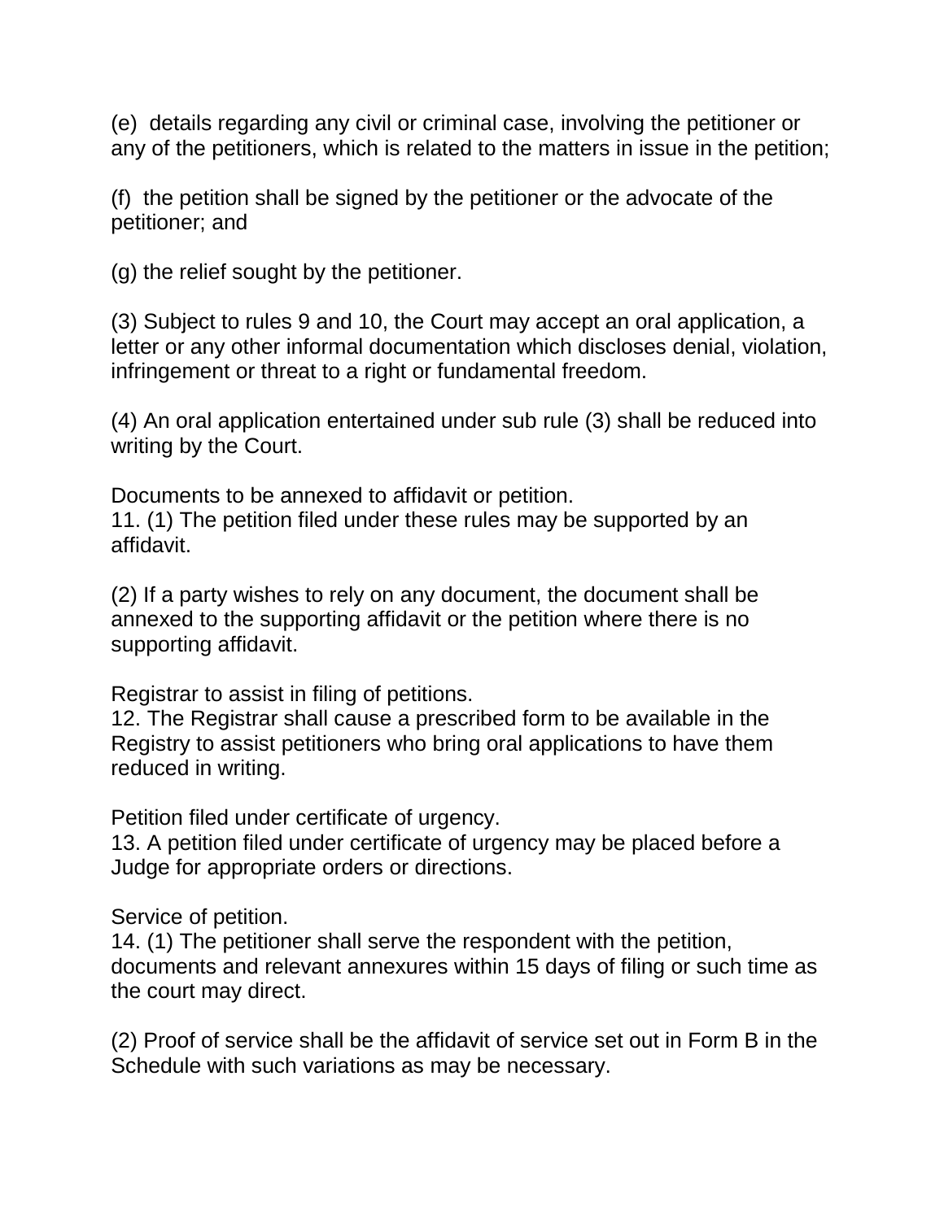(e) details regarding any civil or criminal case, involving the petitioner or any of the petitioners, which is related to the matters in issue in the petition;

(f) the petition shall be signed by the petitioner or the advocate of the petitioner; and

(g) the relief sought by the petitioner.

(3) Subject to rules 9 and 10, the Court may accept an oral application, a letter or any other informal documentation which discloses denial, violation, infringement or threat to a right or fundamental freedom.

(4) An oral application entertained under sub rule (3) shall be reduced into writing by the Court.

Documents to be annexed to affidavit or petition.
11. (1) The petition filed under these rules may be supported by an affidavit.

(2) If a party wishes to rely on any document, the document shall be annexed to the supporting affidavit or the petition where there is no supporting affidavit.

Registrar to assist in filing of petitions.
12. The Registrar shall cause a prescribed form to be available in the Registry to assist petitioners who bring oral applications to have them reduced in writing.

Petition filed under certificate of urgency.
13. A petition filed under certificate of urgency may be placed before a Judge for appropriate orders or directions.

Service of petition.
14. (1) The petitioner shall serve the respondent with the petition, documents and relevant annexures within 15 days of filing or such time as the court may direct.

(2) Proof of service shall be the affidavit of service set out in Form B in the Schedule with such variations as may be necessary.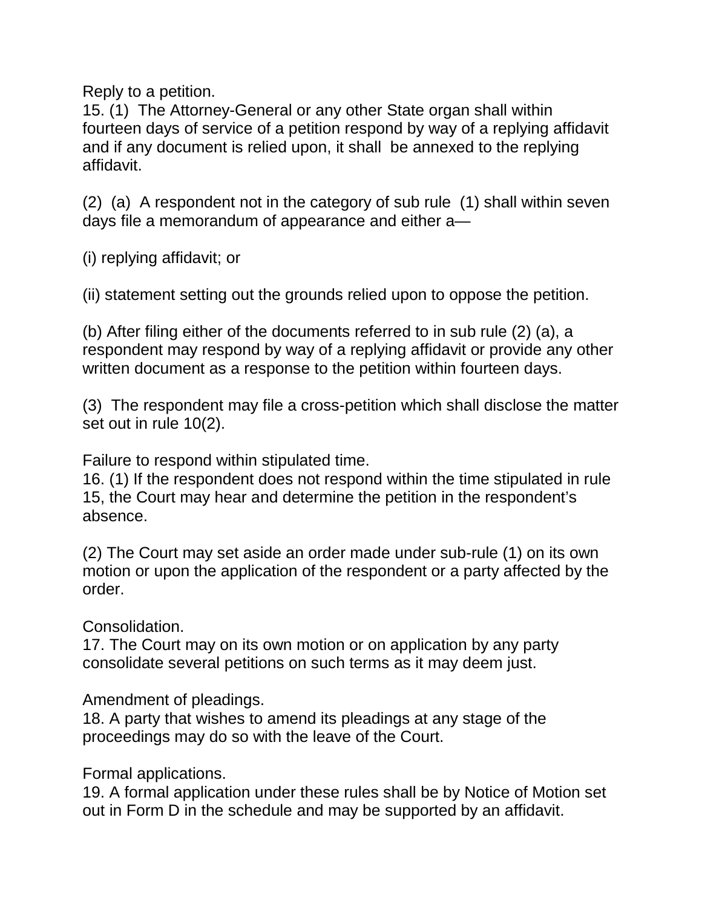Reply to a petition.

15. (1) The Attorney-General or any other State organ shall within fourteen days of service of a petition respond by way of a replying affidavit and if any document is relied upon, it shall be annexed to the replying affidavit.

(2) (a) A respondent not in the category of sub rule (1) shall within seven days file a memorandum of appearance and either a—

(i) replying affidavit; or

(ii) statement setting out the grounds relied upon to oppose the petition.

(b) After filing either of the documents referred to in sub rule (2) (a), a respondent may respond by way of a replying affidavit or provide any other written document as a response to the petition within fourteen days.

(3) The respondent may file a cross-petition which shall disclose the matter set out in rule 10(2).

Failure to respond within stipulated time.

16. (1) If the respondent does not respond within the time stipulated in rule 15, the Court may hear and determine the petition in the respondent's absence.

(2) The Court may set aside an order made under sub-rule (1) on its own motion or upon the application of the respondent or a party affected by the order.

Consolidation.

17. The Court may on its own motion or on application by any party consolidate several petitions on such terms as it may deem just.

Amendment of pleadings.

18. A party that wishes to amend its pleadings at any stage of the proceedings may do so with the leave of the Court.

Formal applications.

19. A formal application under these rules shall be by Notice of Motion set out in Form D in the schedule and may be supported by an affidavit.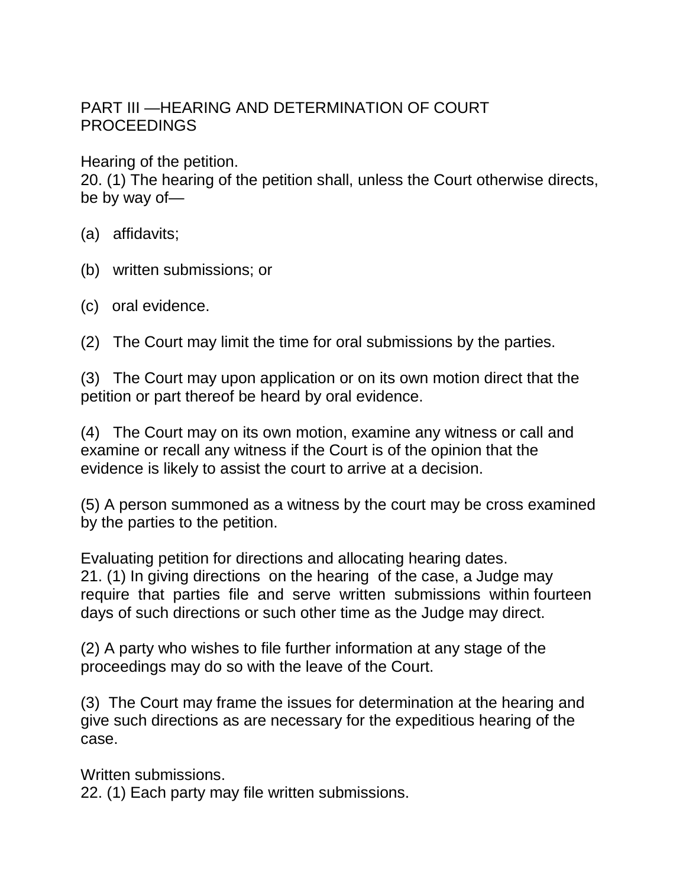## PART III —HEARING AND DETERMINATION OF COURT PROCEEDINGS

Hearing of the petition.

20. (1) The hearing of the petition shall, unless the Court otherwise directs, be by way of—

(a) affidavits;

(b) written submissions; or

(c) oral evidence.

(2) The Court may limit the time for oral submissions by the parties.

(3) The Court may upon application or on its own motion direct that the petition or part thereof be heard by oral evidence.

(4) The Court may on its own motion, examine any witness or call and examine or recall any witness if the Court is of the opinion that the evidence is likely to assist the court to arrive at a decision.

(5) A person summoned as a witness by the court may be cross examined by the parties to the petition.

Evaluating petition for directions and allocating hearing dates.

21. (1) In giving directions on the hearing of the case, a Judge may require that parties file and serve written submissions within fourteen days of such directions or such other time as the Judge may direct.

(2) A party who wishes to file further information at any stage of the proceedings may do so with the leave of the Court.

(3) The Court may frame the issues for determination at the hearing and give such directions as are necessary for the expeditious hearing of the case.

Written submissions.

22. (1) Each party may file written submissions.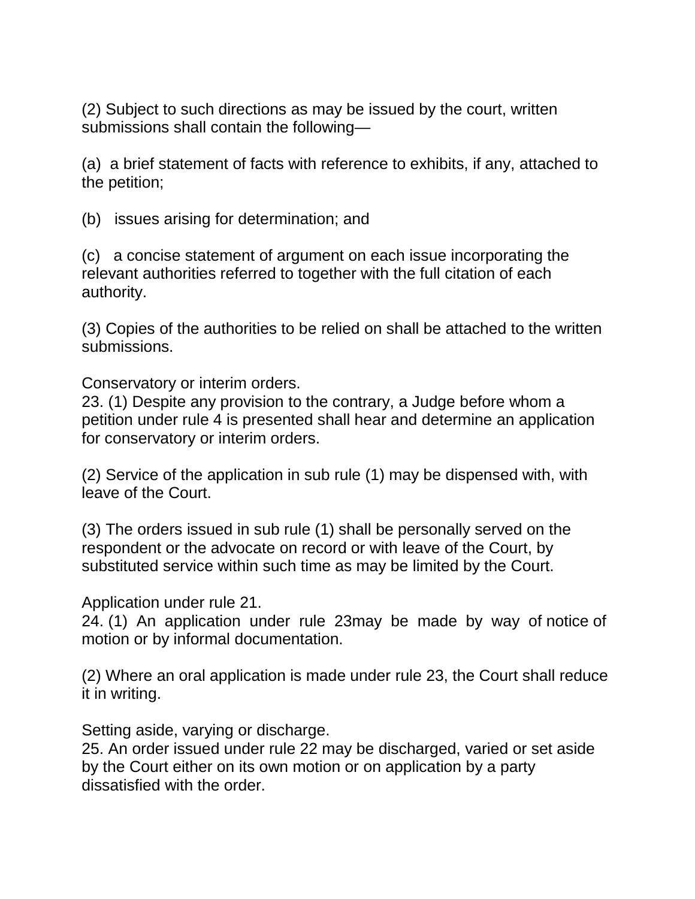(2) Subject to such directions as may be issued by the court, written submissions shall contain the following—

(a) a brief statement of facts with reference to exhibits, if any, attached to the petition;

(b) issues arising for determination; and

(c) a concise statement of argument on each issue incorporating the relevant authorities referred to together with the full citation of each authority.

(3) Copies of the authorities to be relied on shall be attached to the written submissions.

Conservatory or interim orders.
23. (1) Despite any provision to the contrary, a Judge before whom a petition under rule 4 is presented shall hear and determine an application for conservatory or interim orders.

(2) Service of the application in sub rule (1) may be dispensed with, with leave of the Court.

(3) The orders issued in sub rule (1) shall be personally served on the respondent or the advocate on record or with leave of the Court, by substituted service within such time as may be limited by the Court.

Application under rule 21.
24. (1) An application under rule 23may be made by way of notice of motion or by informal documentation.

(2) Where an oral application is made under rule 23, the Court shall reduce it in writing.

Setting aside, varying or discharge.
25. An order issued under rule 22 may be discharged, varied or set aside by the Court either on its own motion or on application by a party dissatisfied with the order.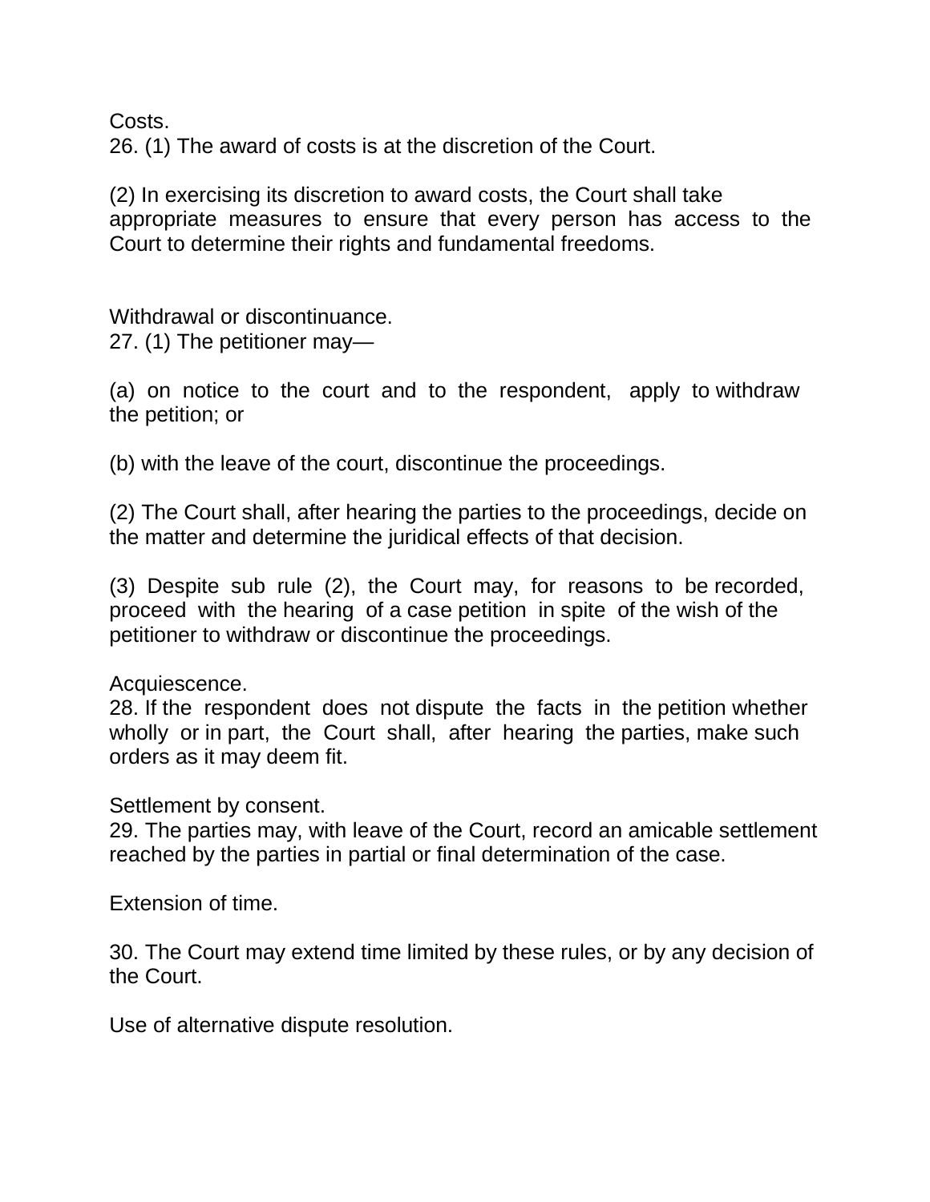Costs.

26. (1) The award of costs is at the discretion of the Court.

(2) In exercising its discretion to award costs, the Court shall take appropriate measures to ensure that every person has access to the Court to determine their rights and fundamental freedoms.

Withdrawal or discontinuance.

27. (1) The petitioner may—

(a) on notice to the court and to the respondent, apply to withdraw the petition; or

(b) with the leave of the court, discontinue the proceedings.

(2) The Court shall, after hearing the parties to the proceedings, decide on the matter and determine the juridical effects of that decision.

(3) Despite sub rule (2), the Court may, for reasons to be recorded, proceed with the hearing of a case petition in spite of the wish of the petitioner to withdraw or discontinue the proceedings.

Acquiescence.

28. If the respondent does not dispute the facts in the petition whether wholly or in part, the Court shall, after hearing the parties, make such orders as it may deem fit.

Settlement by consent.

29. The parties may, with leave of the Court, record an amicable settlement reached by the parties in partial or final determination of the case.

Extension of time.

30. The Court may extend time limited by these rules, or by any decision of the Court.

Use of alternative dispute resolution.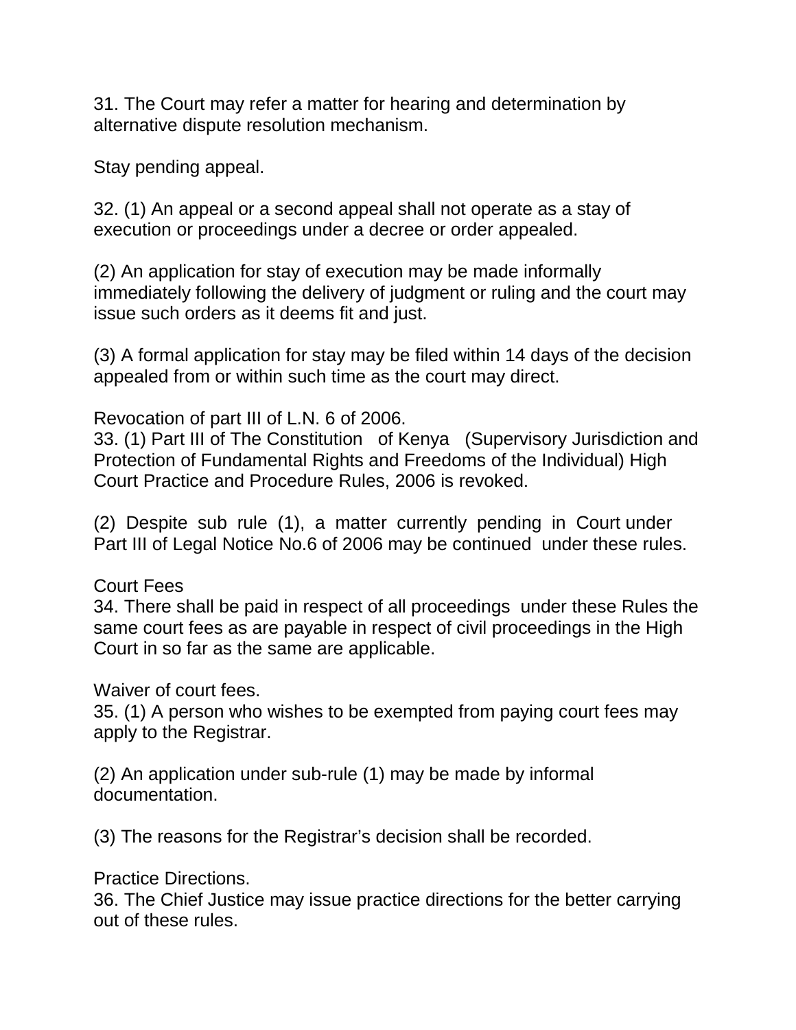31. The Court may refer a matter for hearing and determination by alternative dispute resolution mechanism.

Stay pending appeal.

32. (1) An appeal or a second appeal shall not operate as a stay of execution or proceedings under a decree or order appealed.

(2) An application for stay of execution may be made informally immediately following the delivery of judgment or ruling and the court may issue such orders as it deems fit and just.

(3) A formal application for stay may be filed within 14 days of the decision appealed from or within such time as the court may direct.

Revocation of part III of L.N. 6 of 2006.

33. (1) Part III of The Constitution of Kenya (Supervisory Jurisdiction and Protection of Fundamental Rights and Freedoms of the Individual) High Court Practice and Procedure Rules, 2006 is revoked.

(2) Despite sub rule (1), a matter currently pending in Court under Part III of Legal Notice No.6 of 2006 may be continued under these rules.

Court Fees

34. There shall be paid in respect of all proceedings under these Rules the same court fees as are payable in respect of civil proceedings in the High Court in so far as the same are applicable.

Waiver of court fees.

35. (1) A person who wishes to be exempted from paying court fees may apply to the Registrar.

(2) An application under sub-rule (1) may be made by informal documentation.

(3) The reasons for the Registrar's decision shall be recorded.

Practice Directions.

36. The Chief Justice may issue practice directions for the better carrying out of these rules.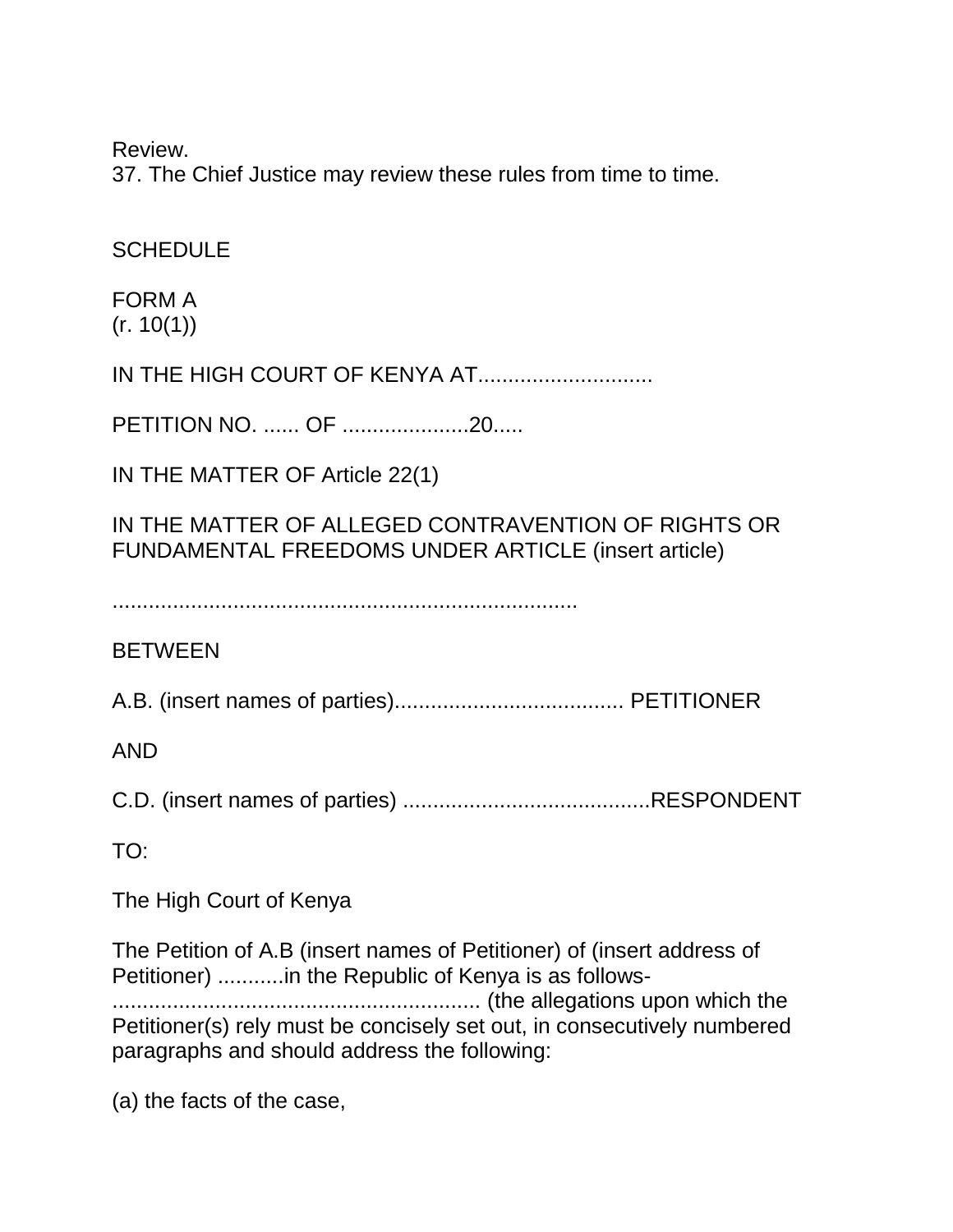Review.

37. The Chief Justice may review these rules from time to time.

SCHEDULE

FORM A
(r. 10(1))

IN THE HIGH COURT OF KENYA AT............................

PETITION NO. ...... OF .....................20.....

IN THE MATTER OF Article 22(1)

IN THE MATTER OF ALLEGED CONTRAVENTION OF RIGHTS OR FUNDAMENTAL FREEDOMS UNDER ARTICLE (insert article)

............................................................................

BETWEEN

A.B. (insert names of parties)...................................... PETITIONER

AND

C.D. (insert names of parties) .........................................RESPONDENT

TO:

The High Court of Kenya

The Petition of A.B (insert names of Petitioner) of (insert address of Petitioner) ...........in the Republic of Kenya is as follows-
............................................................. (the allegations upon which the Petitioner(s) rely must be concisely set out, in consecutively numbered paragraphs and should address the following:

(a) the facts of the case,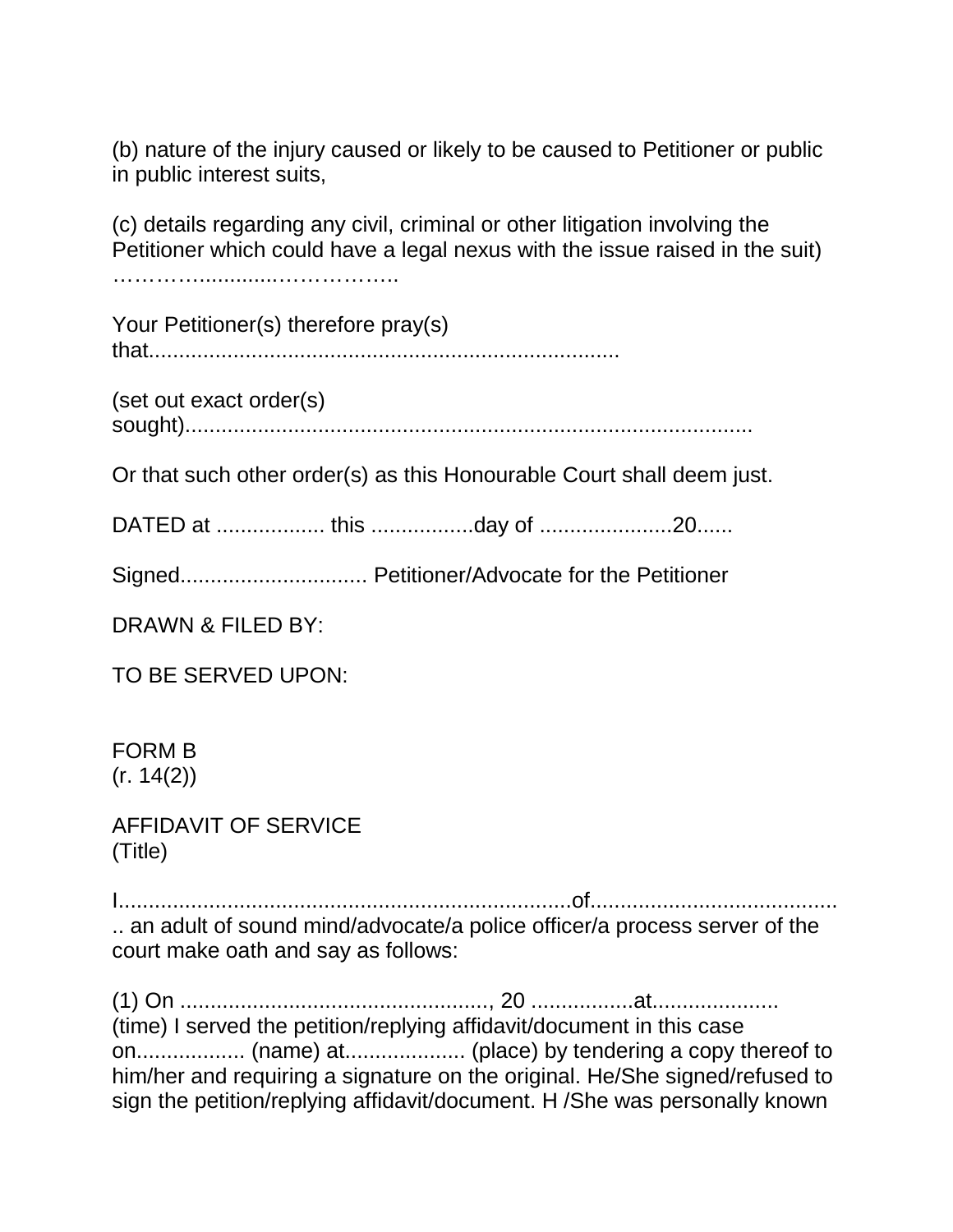(b) nature of the injury caused or likely to be caused to Petitioner or public in public interest suits,

(c) details regarding any civil, criminal or other litigation involving the Petitioner which could have a legal nexus with the issue raised in the suit) …………...........……………..

Your Petitioner(s) therefore pray(s) that...........................................................................

(set out exact order(s) sought)............................................................................................

Or that such other order(s) as this Honourable Court shall deem just.

DATED at .................. this .................day of ......................20......

Signed............................... Petitioner/Advocate for the Petitioner

DRAWN & FILED BY:

TO BE SERVED UPON:

FORM B
(r. 14(2))

AFFIDAVIT OF SERVICE
(Title)

I..........................................................................of......................................... an adult of sound mind/advocate/a police officer/a process server of the court make oath and say as follows:

(1) On ..................................................., 20 .................at..................... (time) I served the petition/replying affidavit/document in this case on.................. (name) at.................... (place) by tendering a copy thereof to him/her and requiring a signature on the original. He/She signed/refused to sign the petition/replying affidavit/document. H /She was personally known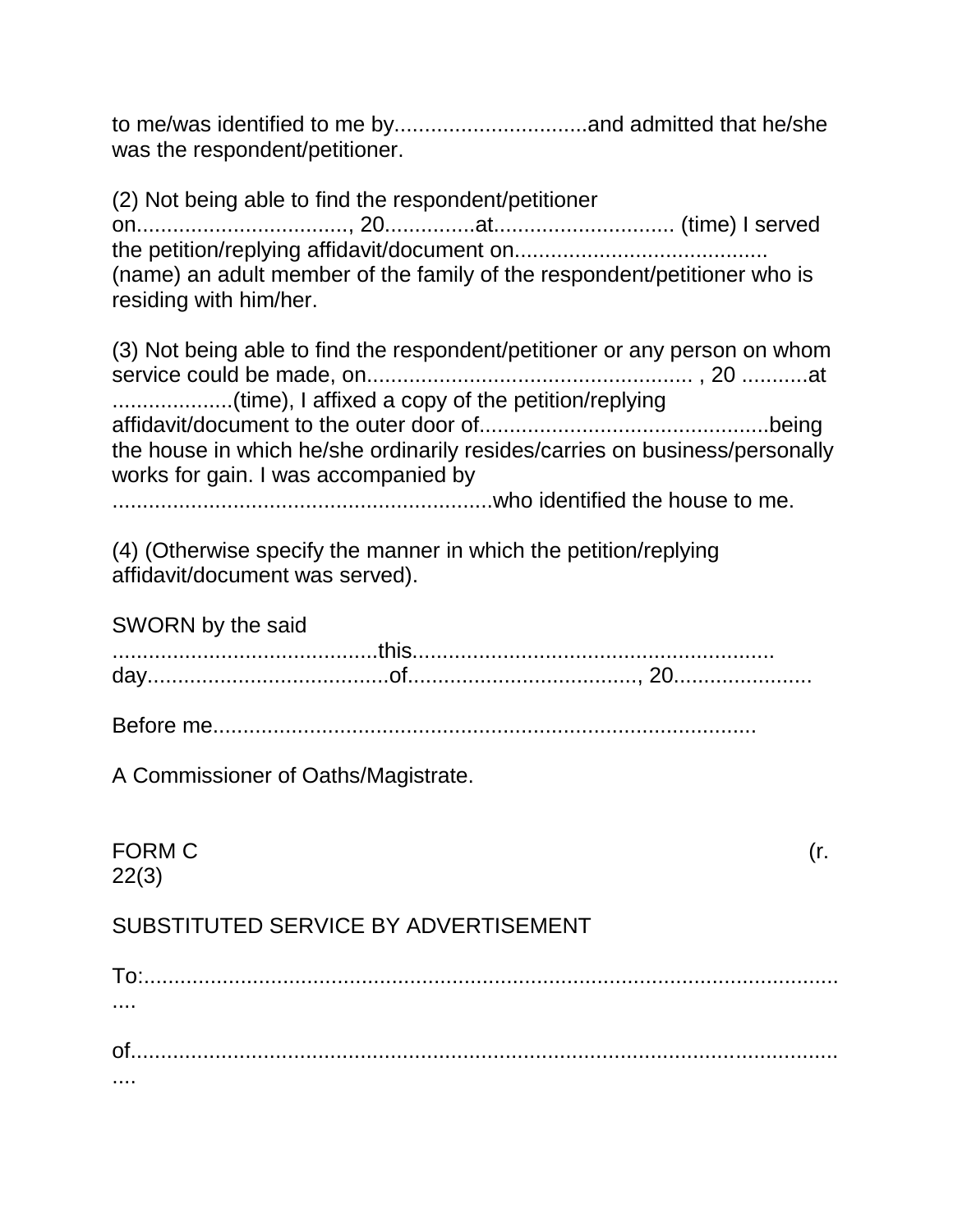to me/was identified to me by................................and admitted that he/she was the respondent/petitioner.

(2) Not being able to find the respondent/petitioner on..................................., 20...............at.............................. (time) I served the petition/replying affidavit/document on......................................... (name) an adult member of the family of the respondent/petitioner who is residing with him/her.

(3) Not being able to find the respondent/petitioner or any person on whom service could be made, on...................................................... , 20 ...........at ....................(time), I affixed a copy of the petition/replying affidavit/document to the outer door of................................................being the house in which he/she ordinarily resides/carries on business/personally works for gain. I was accompanied by ..............................................................who identified the house to me.

(4) (Otherwise specify the manner in which the petition/replying affidavit/document was served).

SWORN by the said ...........................................this............................................................ day.......................................of......................................, 20......................

Before me..........................................................................................

A Commissioner of Oaths/Magistrate.

FORM C (r. 22(3)

SUBSTITUTED SERVICE BY ADVERTISEMENT

To:................................................................................................................

of.................................................................................................................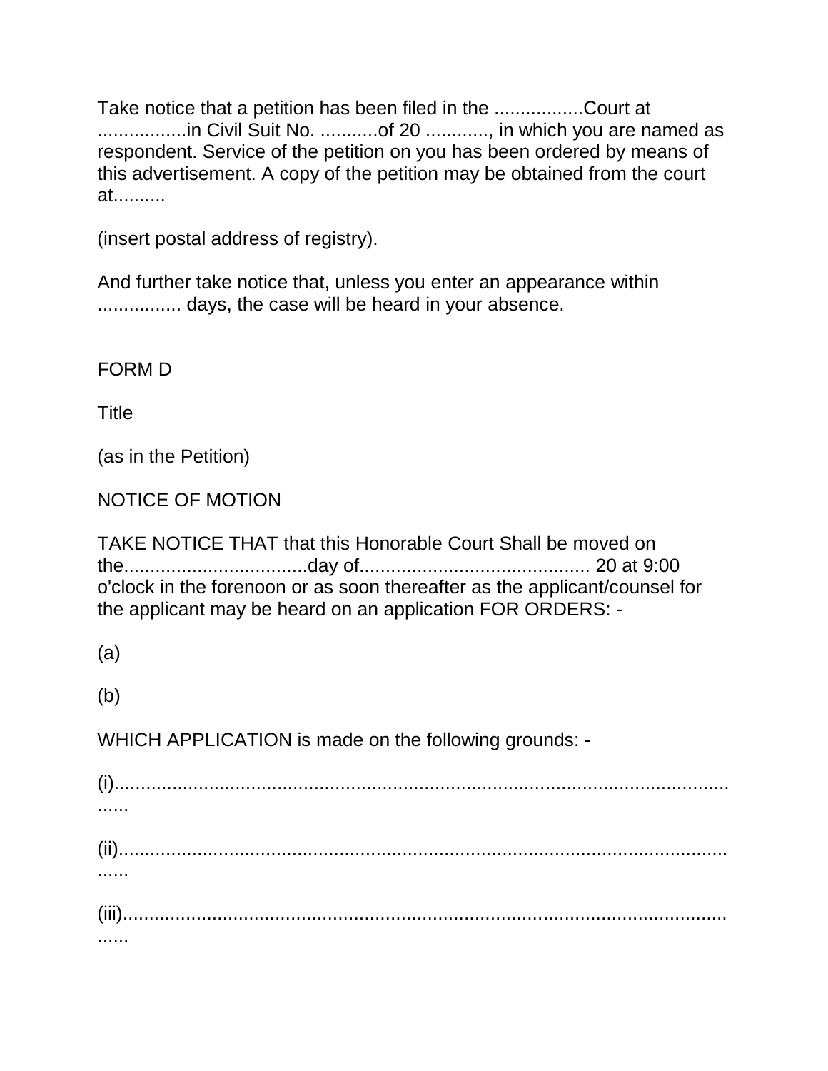Take notice that a petition has been filed in the .................Court at .................in Civil Suit No. ...........of 20 ............, in which you are named as respondent. Service of the petition on you has been ordered by means of this advertisement. A copy of the petition may be obtained from the court at..........

(insert postal address of registry).

And further take notice that, unless you enter an appearance within ................ days, the case will be heard in your absence.

FORM D

Title

(as in the Petition)

NOTICE OF MOTION

TAKE NOTICE THAT that this Honorable Court Shall be moved on the...................................day of............................................ 20 at 9:00 o'clock in the forenoon or as soon thereafter as the applicant/counsel for the applicant may be heard on an application FOR ORDERS: -

(a)

(b)

WHICH APPLICATION is made on the following grounds: -

(i)..............................................................................................................................

(ii)..............................................................................................................................

(iii)..............................................................................................................................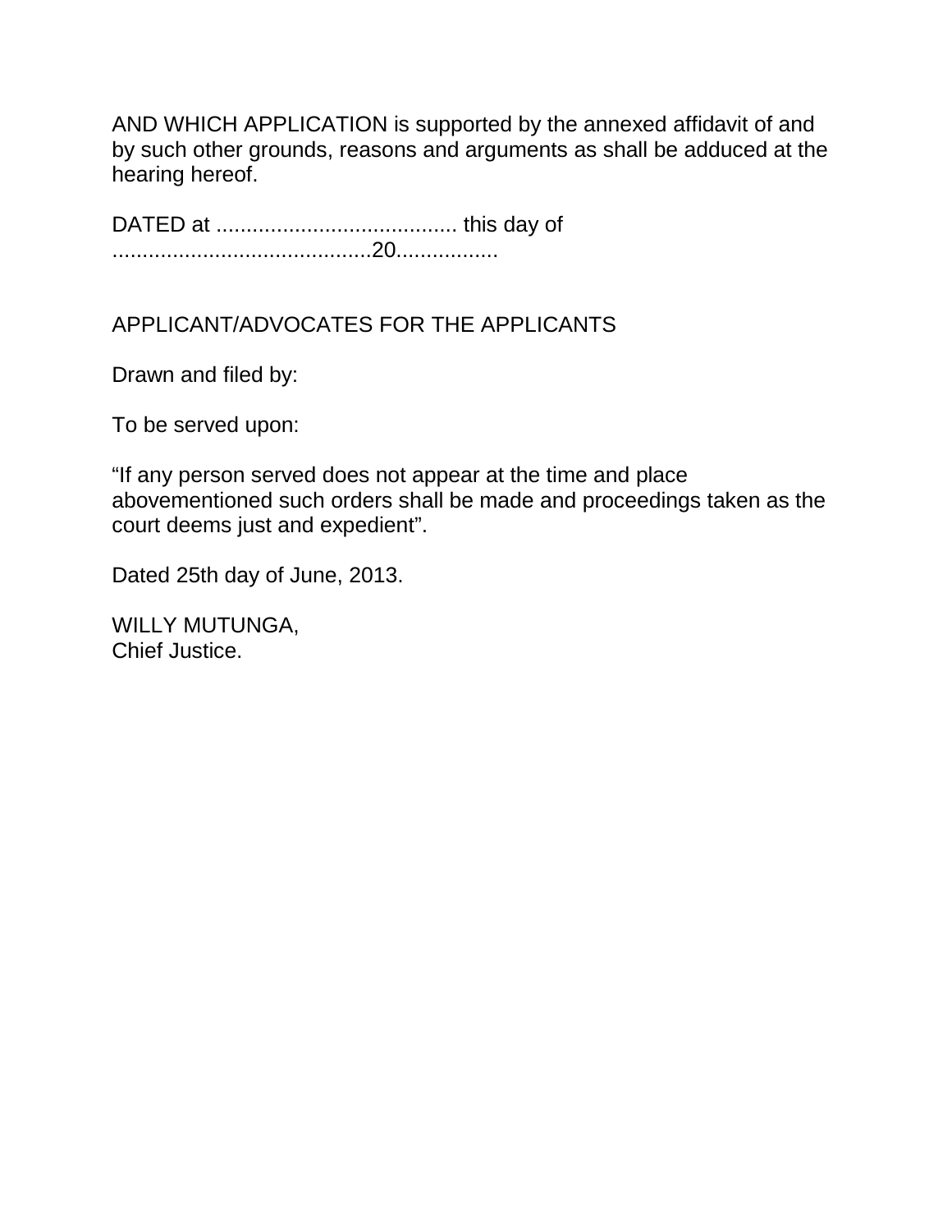AND WHICH APPLICATION is supported by the annexed affidavit of and by such other grounds, reasons and arguments as shall be adduced at the hearing hereof.

DATED at ........................................ this day of ..........................................20.................

APPLICANT/ADVOCATES FOR THE APPLICANTS

Drawn and filed by:

To be served upon:

"If any person served does not appear at the time and place abovementioned such orders shall be made and proceedings taken as the court deems just and expedient".

Dated 25th day of June, 2013.

WILLY MUTUNGA,
Chief Justice.